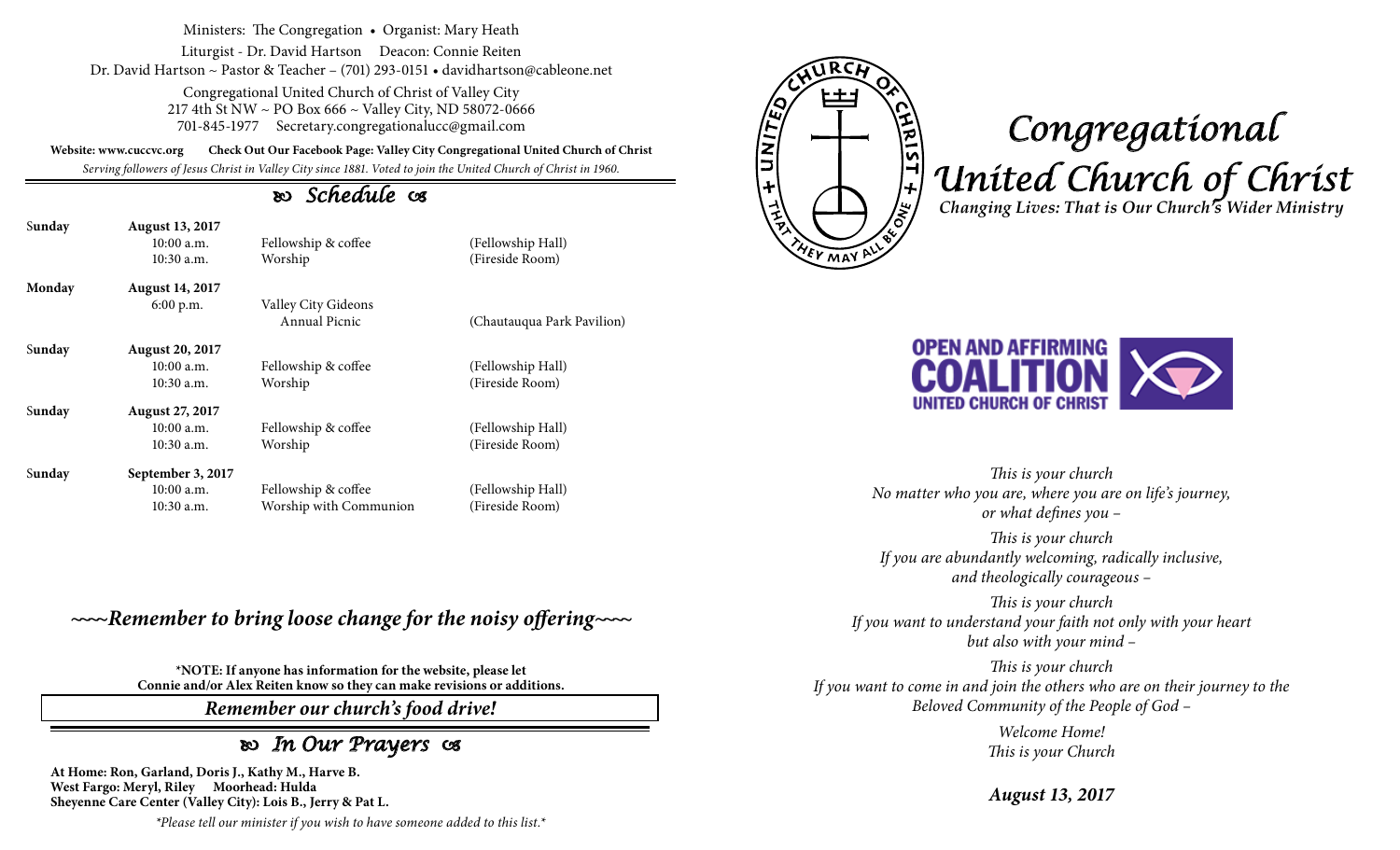Ministers: The Congregation • Organist: Mary Heath

Liturgist - Dr. David Hartson  Deacon: Connie Reiten

Dr. David Hartson ~ Pastor & Teacher – (701) 293-0151 • davidhartson@cableone.net

Congregational United Church of Christ of Valley City
217 4th St NW ~ PO Box 666 ~ Valley City, ND 58072-0666
701-845-1977  Secretary.congregationalucc@gmail.com

**Website: www.cuccvc.org  Check Out Our Facebook Page: Valley City Congregational United Church of Christ**

*Serving followers of Jesus Christ in Valley City since 1881. Voted to join the United Church of Christ in 1960.*

## *Schedule*

| | | | |
|---|---|---|---|
| **Sunday** | **August 13, 2017** | | |
| | 10:00 a.m. | Fellowship & coffee | (Fellowship Hall) |
| | 10:30 a.m. | Worship | (Fireside Room) |
| **Monday** | **August 14, 2017** | | |
| | 6:00 p.m. | Valley City Gideons Annual Picnic | (Chautauqua Park Pavilion) |
| **Sunday** | **August 20, 2017** | | |
| | 10:00 a.m. | Fellowship & coffee | (Fellowship Hall) |
| | 10:30 a.m. | Worship | (Fireside Room) |
| **Sunday** | **August 27, 2017** | | |
| | 10:00 a.m. | Fellowship & coffee | (Fellowship Hall) |
| | 10:30 a.m. | Worship | (Fireside Room) |
| **Sunday** | **September 3, 2017** | | |
| | 10:00 a.m. | Fellowship & coffee | (Fellowship Hall) |
| | 10:30 a.m. | Worship with Communion | (Fireside Room) |

***~~~~Remember to bring loose change for the noisy offering~~~~***

**\*NOTE: If anyone has information for the website, please let Connie and/or Alex Reiten know so they can make revisions or additions.**

***Remember our church's food drive!***

## *In Our Prayers*

**At Home: Ron, Garland, Doris J., Kathy M., Harve B.**
**West Fargo: Meryl, Riley  Moorhead: Hulda**
**Sheyenne Care Center (Valley City): Lois B., Jerry & Pat L.**

*\*Please tell our minister if you wish to have someone added to this list.\**

# *Congregational United Church of Christ*

***Changing Lives: That is Our Church's Wider Ministry***

**OPEN AND AFFIRMING COALITION**
**UNITED CHURCH OF CHRIST**

*This is your church*
*No matter who you are, where you are on life's journey, or what defines you –*

*This is your church*
*If you are abundantly welcoming, radically inclusive, and theologically courageous –*

*This is your church*
*If you want to understand your faith not only with your heart but also with your mind –*

*This is your church*
*If you want to come in and join the others who are on their journey to the Beloved Community of the People of God –*

*Welcome Home!*
*This is your Church*

***August 13, 2017***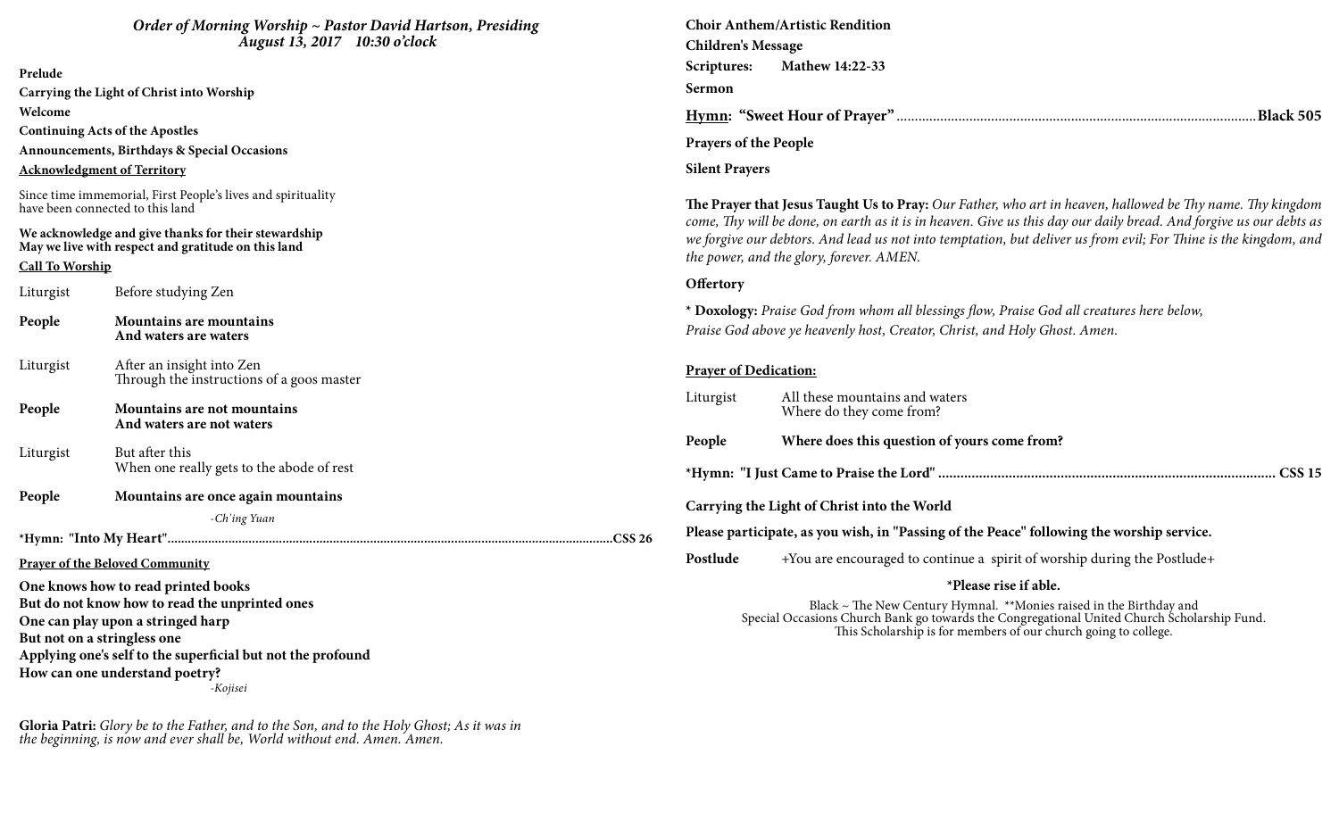## *Order of Morning Worship ~ Pastor David Hartson, Presiding*
## *August 13, 2017 10:30 o'clock*

**Prelude**

**Carrying the Light of Christ into Worship**

**Welcome**

**Continuing Acts of the Apostles**

**Announcements, Birthdays & Special Occasions**

**Acknowledgment of Territory**

Since time immemorial, First People's lives and spirituality have been connected to this land

**We acknowledge and give thanks for their stewardship**
**May we live with respect and gratitude on this land**

**Call To Worship**

Liturgist: Before studying Zen

**People: Mountains are mountains**
**And waters are waters**

Liturgist: After an insight into Zen
Through the instructions of a goos master

**People: Mountains are not mountains**
**And waters are not waters**

Liturgist: But after this
When one really gets to the abode of rest

**People: Mountains are once again mountains**

*-Ch'ing Yuan*

**\*Hymn: "Into My Heart"......CSS 26**

**Prayer of the Beloved Community**

**One knows how to read printed books**
**But do not know how to read the unprinted ones**
**One can play upon a stringed harp**
**But not on a stringless one**
**Applying one's self to the superficial but not the profound**
**How can one understand poetry?**

*-Kojisei*

**Gloria Patri:** *Glory be to the Father, and to the Son, and to the Holy Ghost; As it was in the beginning, is now and ever shall be, World without end. Amen. Amen.*

**Choir Anthem/Artistic Rendition**

**Children's Message**

**Scriptures: Mathew 14:22-33**

**Sermon**

**Hymn: "Sweet Hour of Prayer"......Black 505**

**Prayers of the People**

**Silent Prayers**

**The Prayer that Jesus Taught Us to Pray:** *Our Father, who art in heaven, hallowed be Thy name. Thy kingdom come, Thy will be done, on earth as it is in heaven. Give us this day our daily bread. And forgive us our debts as we forgive our debtors. And lead us not into temptation, but deliver us from evil; For Thine is the kingdom, and the power, and the glory, forever. AMEN.*

**Offertory**

\* **Doxology:** *Praise God from whom all blessings flow, Praise God all creatures here below, Praise God above ye heavenly host, Creator, Christ, and Holy Ghost. Amen.*

**Prayer of Dedication:**

Liturgist: All these mountains and waters
Where do they come from?

**People: Where does this question of yours come from?**

**\*Hymn: "I Just Came to Praise the Lord"......CSS 15**

**Carrying the Light of Christ into the World**

**Please participate, as you wish, in "Passing of the Peace" following the worship service.**

**Postlude** +You are encouraged to continue a spirit of worship during the Postlude+

**\*Please rise if able.**

Black ~ The New Century Hymnal. \*\*Monies raised in the Birthday and Special Occasions Church Bank go towards the Congregational United Church Scholarship Fund. This Scholarship is for members of our church going to college.